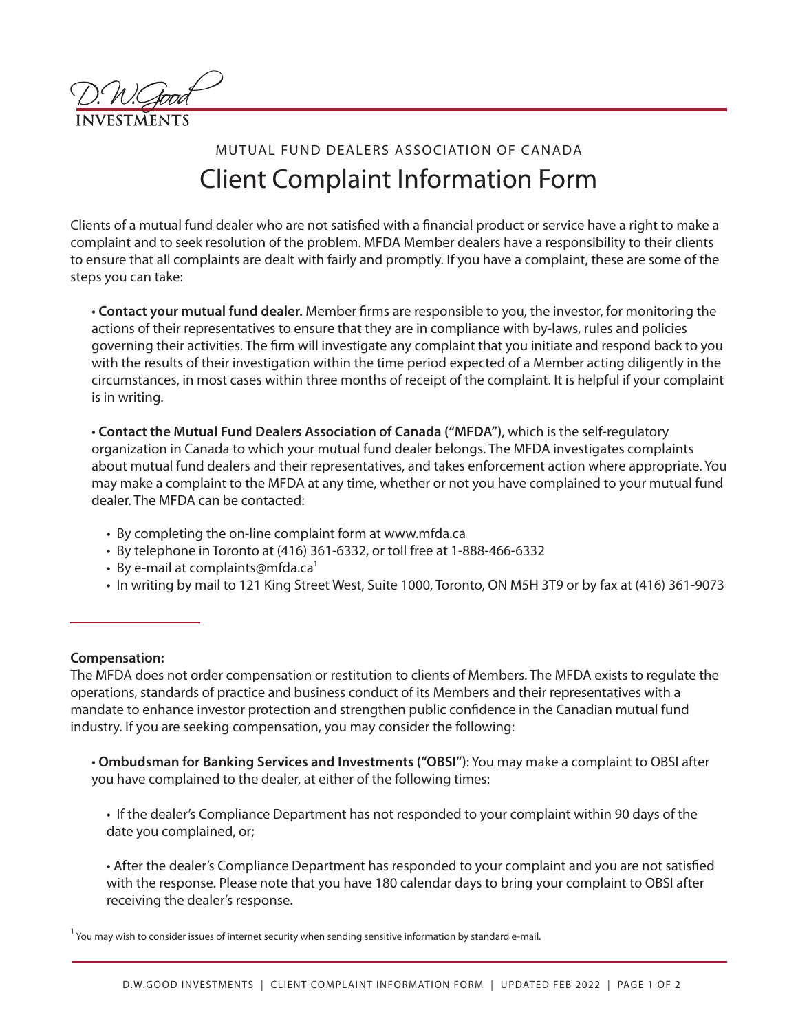D.W.Good INVESTMENTS

MUTUAL FUND DEALERS ASSOCIATION OF CANADA

# Client Complaint Information Form

Clients of a mutual fund dealer who are not satisfied with a financial product or service have a right to make a complaint and to seek resolution of the problem. MFDA Member dealers have a responsibility to their clients to ensure that all complaints are dealt with fairly and promptly. If you have a complaint, these are some of the steps you can take:

- **Contact your mutual fund dealer.** Member firms are responsible to you, the investor, for monitoring the actions of their representatives to ensure that they are in compliance with by-laws, rules and policies governing their activities. The firm will investigate any complaint that you initiate and respond back to you with the results of their investigation within the time period expected of a Member acting diligently in the circumstances, in most cases within three months of receipt of the complaint. It is helpful if your complaint is in writing.

- **Contact the Mutual Fund Dealers Association of Canada ("MFDA")**, which is the self-regulatory organization in Canada to which your mutual fund dealer belongs. The MFDA investigates complaints about mutual fund dealers and their representatives, and takes enforcement action where appropriate. You may make a complaint to the MFDA at any time, whether or not you have complained to your mutual fund dealer. The MFDA can be contacted:

  - By completing the on-line complaint form at www.mfda.ca
  - By telephone in Toronto at (416) 361-6332, or toll free at 1-888-466-6332
  - By e-mail at complaints@mfda.ca[1]
  - In writing by mail to 121 King Street West, Suite 1000, Toronto, ON M5H 3T9 or by fax at (416) 361-9073

**Compensation:**

The MFDA does not order compensation or restitution to clients of Members. The MFDA exists to regulate the operations, standards of practice and business conduct of its Members and their representatives with a mandate to enhance investor protection and strengthen public confidence in the Canadian mutual fund industry. If you are seeking compensation, you may consider the following:

- **Ombudsman for Banking Services and Investments ("OBSI")**: You may make a complaint to OBSI after you have complained to the dealer, at either of the following times:

  - If the dealer's Compliance Department has not responded to your complaint within 90 days of the date you complained, or;

  - After the dealer's Compliance Department has responded to your complaint and you are not satisfied with the response. Please note that you have 180 calendar days to bring your complaint to OBSI after receiving the dealer's response.

[1] You may wish to consider issues of internet security when sending sensitive information by standard e-mail.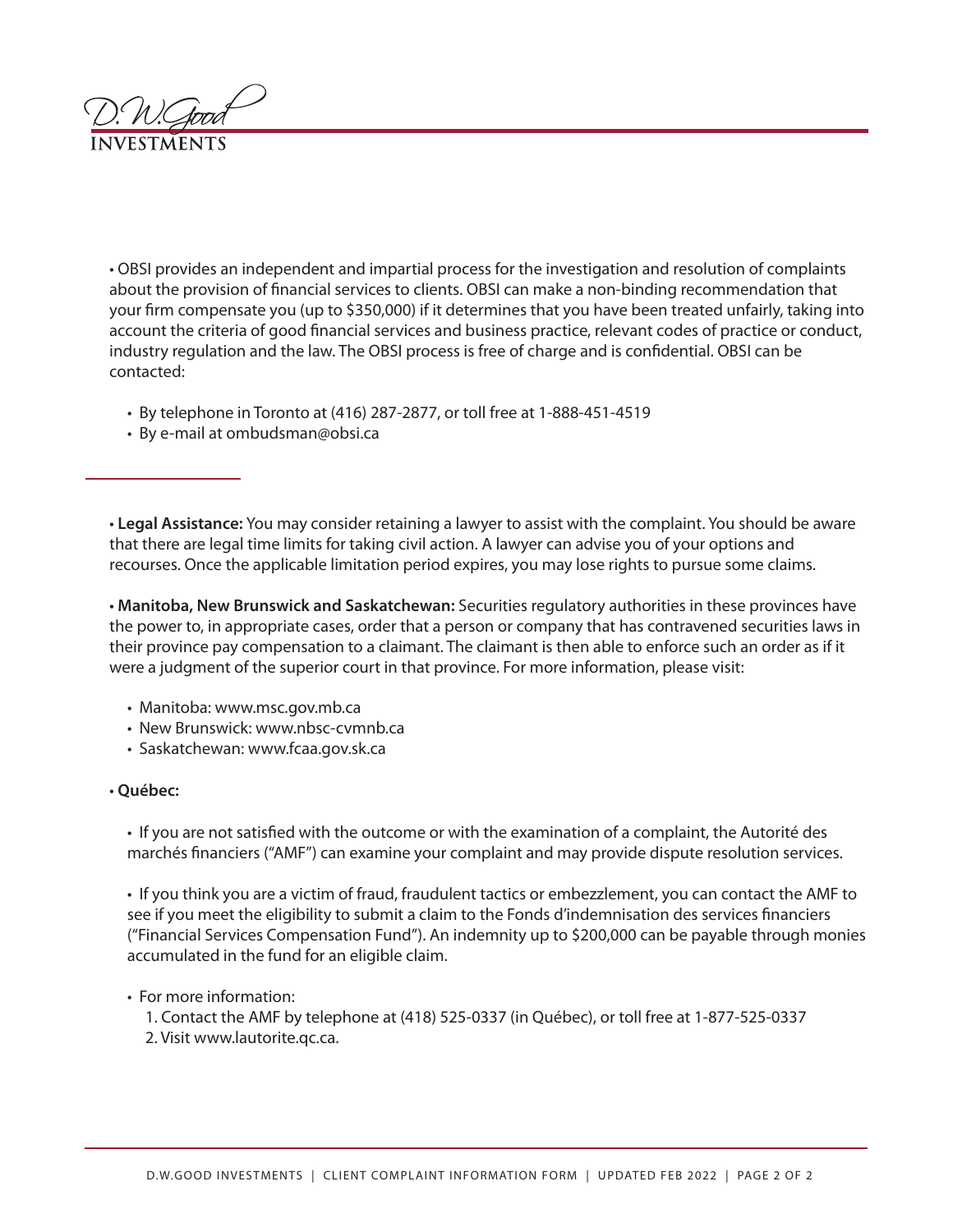• OBSI provides an independent and impartial process for the investigation and resolution of complaints about the provision of financial services to clients. OBSI can make a non-binding recommendation that your firm compensate you (up to $350,000) if it determines that you have been treated unfairly, taking into account the criteria of good financial services and business practice, relevant codes of practice or conduct, industry regulation and the law. The OBSI process is free of charge and is confidential. OBSI can be contacted:

- By telephone in Toronto at (416) 287-2877, or toll free at 1-888-451-4519
- By e-mail at ombudsman@obsi.ca

---

• **Legal Assistance:** You may consider retaining a lawyer to assist with the complaint. You should be aware that there are legal time limits for taking civil action. A lawyer can advise you of your options and recourses. Once the applicable limitation period expires, you may lose rights to pursue some claims.

• **Manitoba, New Brunswick and Saskatchewan:** Securities regulatory authorities in these provinces have the power to, in appropriate cases, order that a person or company that has contravened securities laws in their province pay compensation to a claimant. The claimant is then able to enforce such an order as if it were a judgment of the superior court in that province. For more information, please visit:

- Manitoba: www.msc.gov.mb.ca
- New Brunswick: www.nbsc-cvmnb.ca
- Saskatchewan: www.fcaa.gov.sk.ca

• **Québec:**

- If you are not satisfied with the outcome or with the examination of a complaint, the Autorité des marchés financiers ("AMF") can examine your complaint and may provide dispute resolution services.

- If you think you are a victim of fraud, fraudulent tactics or embezzlement, you can contact the AMF to see if you meet the eligibility to submit a claim to the Fonds d'indemnisation des services financiers ("Financial Services Compensation Fund"). An indemnity up to $200,000 can be payable through monies accumulated in the fund for an eligible claim.

- For more information:
  1. Contact the AMF by telephone at (418) 525-0337 (in Québec), or toll free at 1-877-525-0337
  2. Visit www.lautorite.qc.ca.